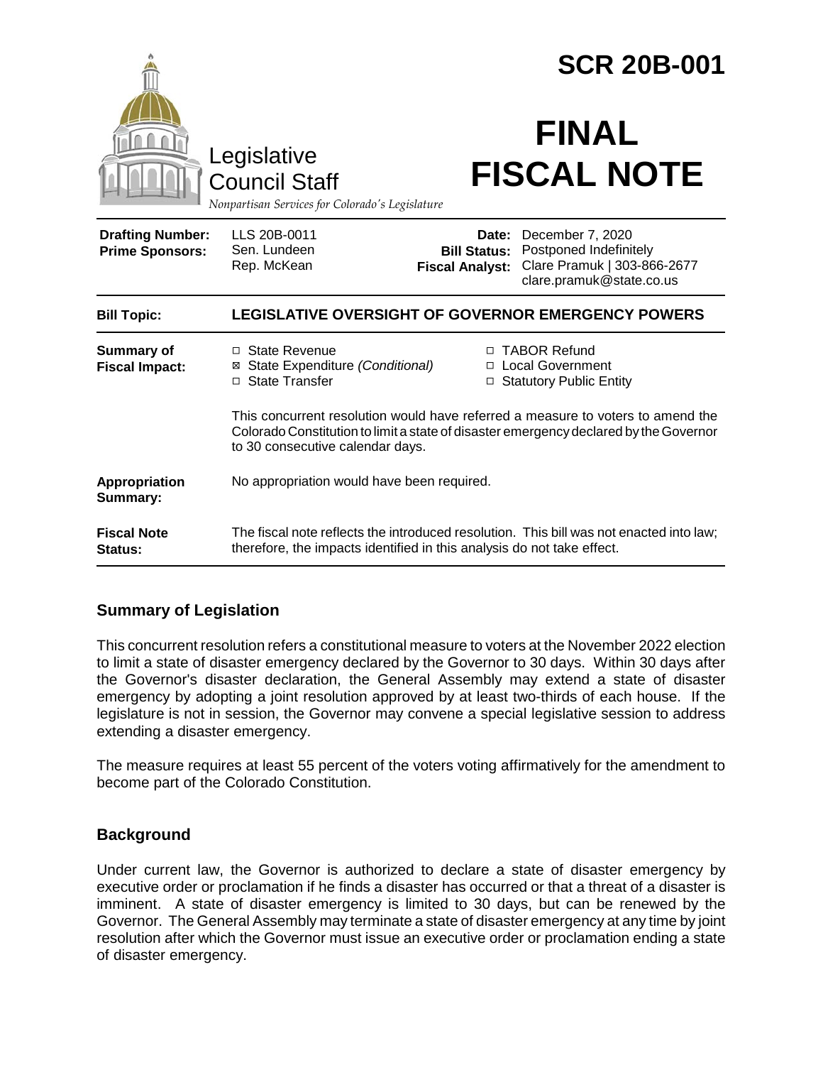# SCR 20B-001

Legislative Council Staff

*Nonpartisan Services for Colorado's Legislature*

# FINAL FISCAL NOTE

| | | | |
|---|---|---|---|
| **Drafting Number:** | LLS 20B-0011 | **Date:** | December 7, 2020 |
| **Prime Sponsors:** | Sen. Lundeen<br>Rep. McKean | **Bill Status:** | Postponed Indefinitely |
| | | **Fiscal Analyst:** | Clare Pramuk \| 303-866-2677<br>clare.pramuk@state.co.us |

| | |
|---|---|
| **Bill Topic:** | **LEGISLATIVE OVERSIGHT OF GOVERNOR EMERGENCY POWERS** |
| **Summary of Fiscal Impact:** | ☐ State Revenue<br>☒ State Expenditure *(Conditional)*<br>☐ State Transfer<br>☐ TABOR Refund<br>☐ Local Government<br>☐ Statutory Public Entity<br><br>This concurrent resolution would have referred a measure to voters to amend the Colorado Constitution to limit a state of disaster emergency declared by the Governor to 30 consecutive calendar days. |
| **Appropriation Summary:** | No appropriation would have been required. |
| **Fiscal Note Status:** | The fiscal note reflects the introduced resolution. This bill was not enacted into law; therefore, the impacts identified in this analysis do not take effect. |

## Summary of Legislation

This concurrent resolution refers a constitutional measure to voters at the November 2022 election to limit a state of disaster emergency declared by the Governor to 30 days. Within 30 days after the Governor's disaster declaration, the General Assembly may extend a state of disaster emergency by adopting a joint resolution approved by at least two-thirds of each house. If the legislature is not in session, the Governor may convene a special legislative session to address extending a disaster emergency.

The measure requires at least 55 percent of the voters voting affirmatively for the amendment to become part of the Colorado Constitution.

## Background

Under current law, the Governor is authorized to declare a state of disaster emergency by executive order or proclamation if he finds a disaster has occurred or that a threat of a disaster is imminent. A state of disaster emergency is limited to 30 days, but can be renewed by the Governor. The General Assembly may terminate a state of disaster emergency at any time by joint resolution after which the Governor must issue an executive order or proclamation ending a state of disaster emergency.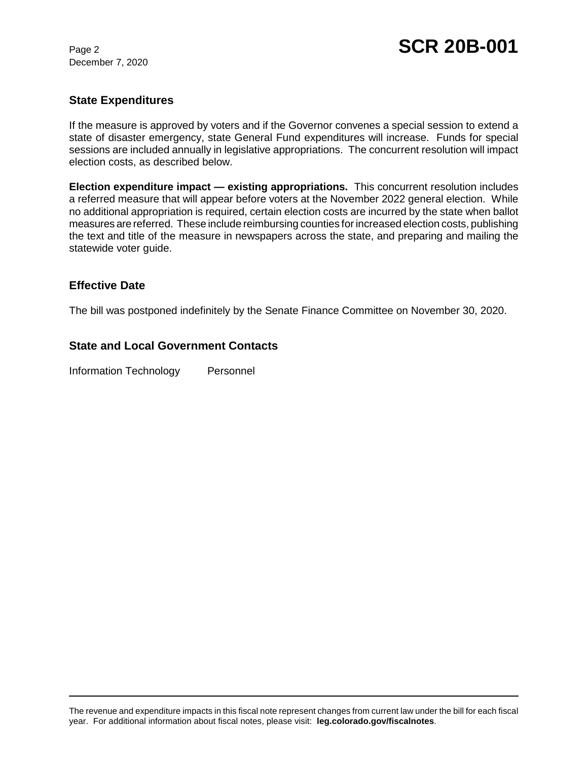## State Expenditures

If the measure is approved by voters and if the Governor convenes a special session to extend a state of disaster emergency, state General Fund expenditures will increase. Funds for special sessions are included annually in legislative appropriations. The concurrent resolution will impact election costs, as described below.

**Election expenditure impact — existing appropriations.** This concurrent resolution includes a referred measure that will appear before voters at the November 2022 general election. While no additional appropriation is required, certain election costs are incurred by the state when ballot measures are referred. These include reimbursing counties for increased election costs, publishing the text and title of the measure in newspapers across the state, and preparing and mailing the statewide voter guide.

## Effective Date

The bill was postponed indefinitely by the Senate Finance Committee on November 30, 2020.

## State and Local Government Contacts

Information Technology    Personnel

The revenue and expenditure impacts in this fiscal note represent changes from current law under the bill for each fiscal year. For additional information about fiscal notes, please visit: **leg.colorado.gov/fiscalnotes**.